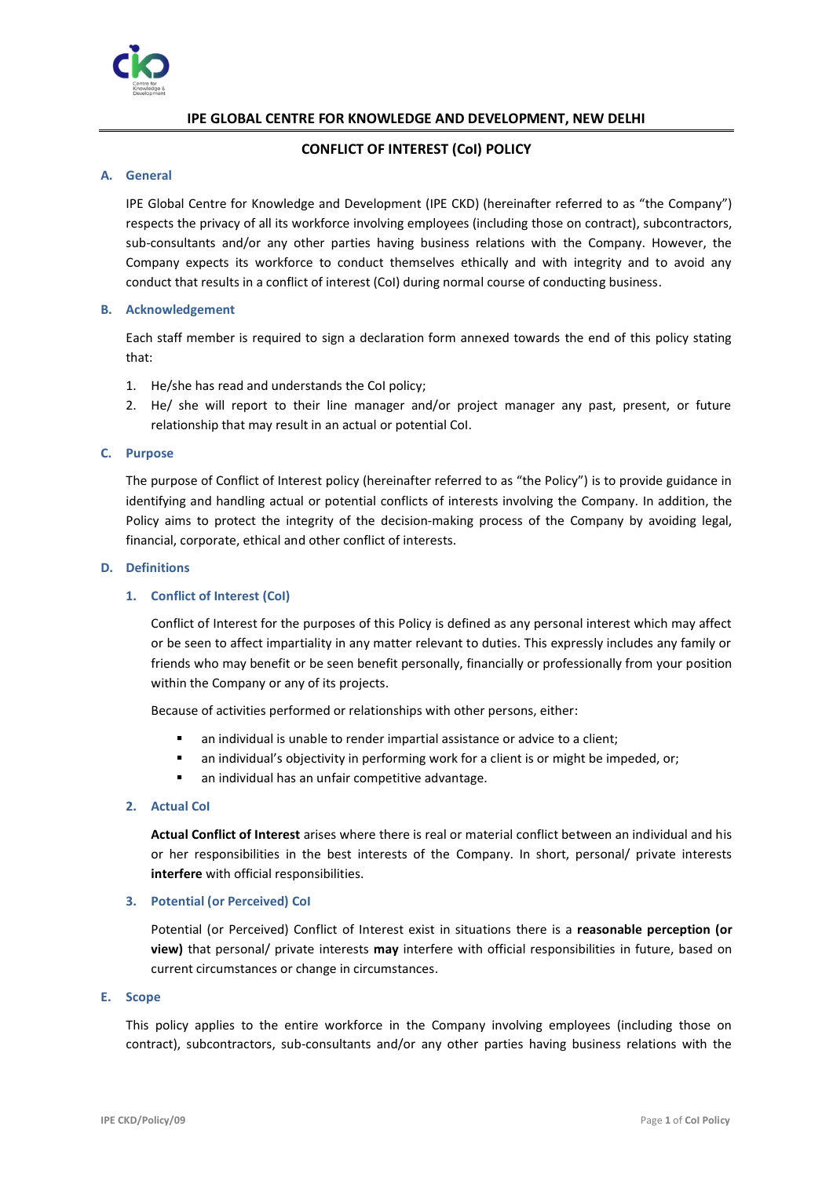# IPE GLOBAL CENTRE FOR KNOWLEDGE AND DEVELOPMENT, NEW DELHI

## CONFLICT OF INTEREST (CoI) POLICY

### A. General

IPE Global Centre for Knowledge and Development (IPE CKD) (hereinafter referred to as "the Company") respects the privacy of all its workforce involving employees (including those on contract), subcontractors, sub-consultants and/or any other parties having business relations with the Company. However, the Company expects its workforce to conduct themselves ethically and with integrity and to avoid any conduct that results in a conflict of interest (CoI) during normal course of conducting business.

### B. Acknowledgement

Each staff member is required to sign a declaration form annexed towards the end of this policy stating that:

1. He/she has read and understands the CoI policy;
2. He/ she will report to their line manager and/or project manager any past, present, or future relationship that may result in an actual or potential CoI.

### C. Purpose

The purpose of Conflict of Interest policy (hereinafter referred to as "the Policy") is to provide guidance in identifying and handling actual or potential conflicts of interests involving the Company. In addition, the Policy aims to protect the integrity of the decision-making process of the Company by avoiding legal, financial, corporate, ethical and other conflict of interests.

### D. Definitions

#### 1. Conflict of Interest (CoI)

Conflict of Interest for the purposes of this Policy is defined as any personal interest which may affect or be seen to affect impartiality in any matter relevant to duties. This expressly includes any family or friends who may benefit or be seen benefit personally, financially or professionally from your position within the Company or any of its projects.

Because of activities performed or relationships with other persons, either:

- an individual is unable to render impartial assistance or advice to a client;
- an individual's objectivity in performing work for a client is or might be impeded, or;
- an individual has an unfair competitive advantage.

#### 2. Actual CoI

**Actual Conflict of Interest** arises where there is real or material conflict between an individual and his or her responsibilities in the best interests of the Company. In short, personal/ private interests **interfere** with official responsibilities.

#### 3. Potential (or Perceived) CoI

Potential (or Perceived) Conflict of Interest exist in situations there is a **reasonable perception (or view)** that personal/ private interests **may** interfere with official responsibilities in future, based on current circumstances or change in circumstances.

### E. Scope

This policy applies to the entire workforce in the Company involving employees (including those on contract), subcontractors, sub-consultants and/or any other parties having business relations with the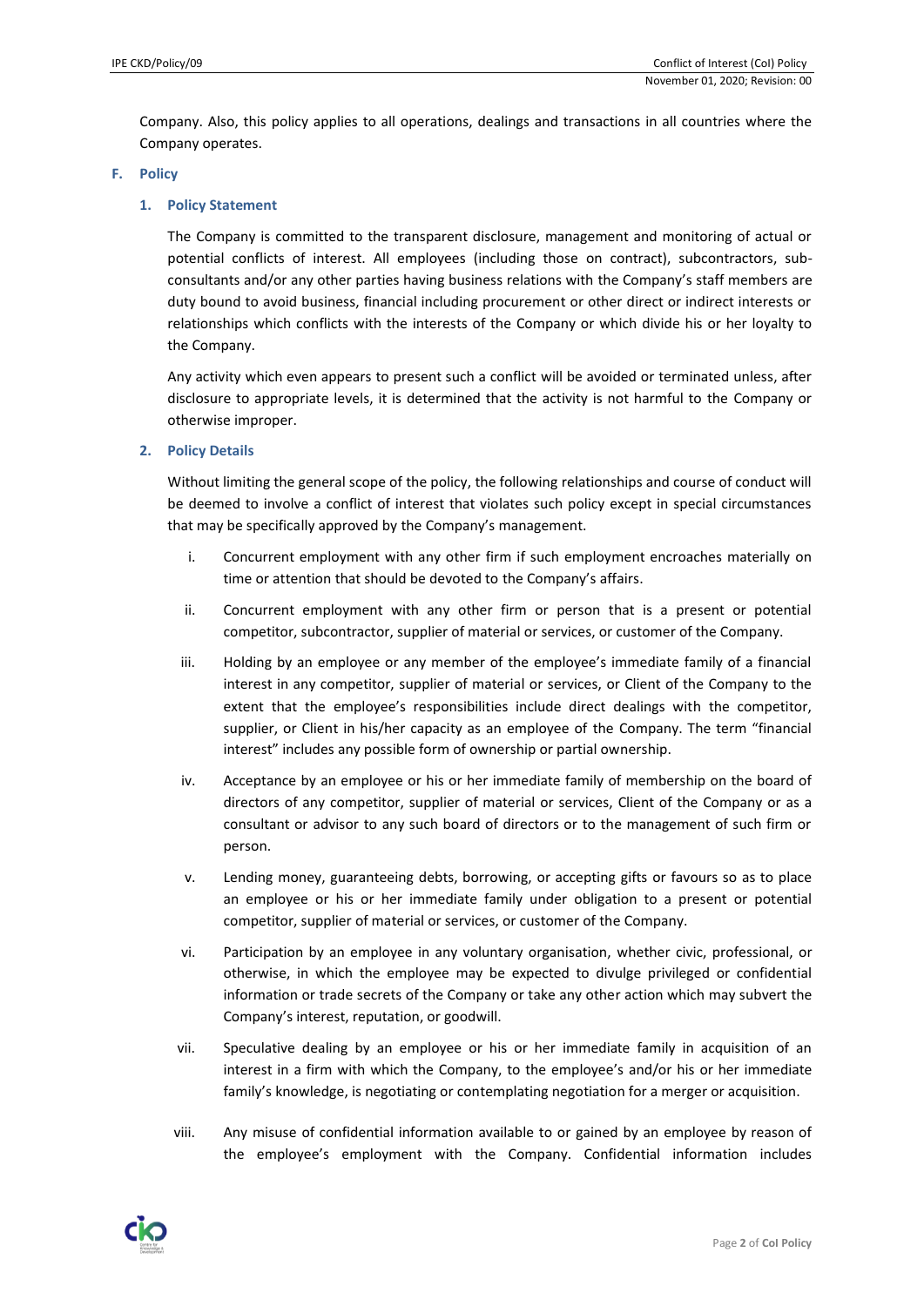Company. Also, this policy applies to all operations, dealings and transactions in all countries where the Company operates.

## F. Policy

### 1. Policy Statement

The Company is committed to the transparent disclosure, management and monitoring of actual or potential conflicts of interest. All employees (including those on contract), subcontractors, sub-consultants and/or any other parties having business relations with the Company's staff members are duty bound to avoid business, financial including procurement or other direct or indirect interests or relationships which conflicts with the interests of the Company or which divide his or her loyalty to the Company.

Any activity which even appears to present such a conflict will be avoided or terminated unless, after disclosure to appropriate levels, it is determined that the activity is not harmful to the Company or otherwise improper.

### 2. Policy Details

Without limiting the general scope of the policy, the following relationships and course of conduct will be deemed to involve a conflict of interest that violates such policy except in special circumstances that may be specifically approved by the Company's management.

i. Concurrent employment with any other firm if such employment encroaches materially on time or attention that should be devoted to the Company's affairs.

ii. Concurrent employment with any other firm or person that is a present or potential competitor, subcontractor, supplier of material or services, or customer of the Company.

iii. Holding by an employee or any member of the employee's immediate family of a financial interest in any competitor, supplier of material or services, or Client of the Company to the extent that the employee's responsibilities include direct dealings with the competitor, supplier, or Client in his/her capacity as an employee of the Company. The term "financial interest" includes any possible form of ownership or partial ownership.

iv. Acceptance by an employee or his or her immediate family of membership on the board of directors of any competitor, supplier of material or services, Client of the Company or as a consultant or advisor to any such board of directors or to the management of such firm or person.

v. Lending money, guaranteeing debts, borrowing, or accepting gifts or favours so as to place an employee or his or her immediate family under obligation to a present or potential competitor, supplier of material or services, or customer of the Company.

vi. Participation by an employee in any voluntary organisation, whether civic, professional, or otherwise, in which the employee may be expected to divulge privileged or confidential information or trade secrets of the Company or take any other action which may subvert the Company's interest, reputation, or goodwill.

vii. Speculative dealing by an employee or his or her immediate family in acquisition of an interest in a firm with which the Company, to the employee's and/or his or her immediate family's knowledge, is negotiating or contemplating negotiation for a merger or acquisition.

viii. Any misuse of confidential information available to or gained by an employee by reason of the employee's employment with the Company. Confidential information includes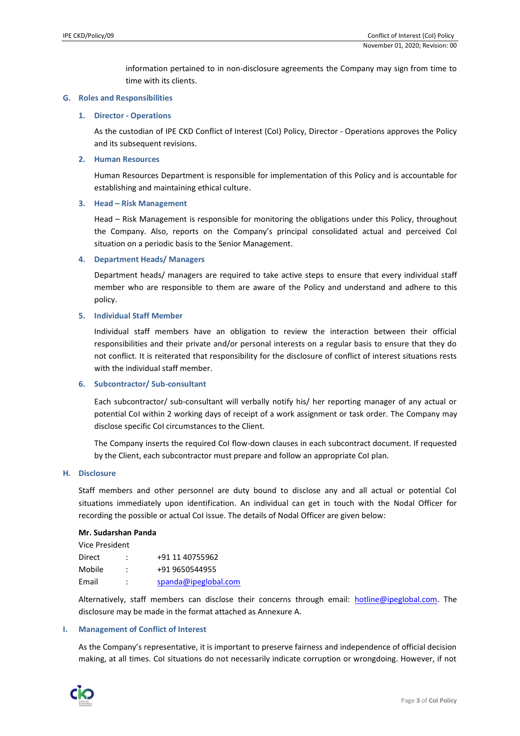information pertained to in non-disclosure agreements the Company may sign from time to time with its clients.

## G. Roles and Responsibilities

### 1. Director - Operations

As the custodian of IPE CKD Conflict of Interest (CoI) Policy, Director - Operations approves the Policy and its subsequent revisions.

### 2. Human Resources

Human Resources Department is responsible for implementation of this Policy and is accountable for establishing and maintaining ethical culture.

### 3. Head – Risk Management

Head – Risk Management is responsible for monitoring the obligations under this Policy, throughout the Company. Also, reports on the Company's principal consolidated actual and perceived CoI situation on a periodic basis to the Senior Management.

### 4. Department Heads/ Managers

Department heads/ managers are required to take active steps to ensure that every individual staff member who are responsible to them are aware of the Policy and understand and adhere to this policy.

### 5. Individual Staff Member

Individual staff members have an obligation to review the interaction between their official responsibilities and their private and/or personal interests on a regular basis to ensure that they do not conflict. It is reiterated that responsibility for the disclosure of conflict of interest situations rests with the individual staff member.

### 6. Subcontractor/ Sub-consultant

Each subcontractor/ sub-consultant will verbally notify his/ her reporting manager of any actual or potential CoI within 2 working days of receipt of a work assignment or task order. The Company may disclose specific CoI circumstances to the Client.

The Company inserts the required CoI flow-down clauses in each subcontract document. If requested by the Client, each subcontractor must prepare and follow an appropriate CoI plan.

## H. Disclosure

Staff members and other personnel are duty bound to disclose any and all actual or potential CoI situations immediately upon identification. An individual can get in touch with the Nodal Officer for recording the possible or actual CoI issue. The details of Nodal Officer are given below:

**Mr. Sudarshan Panda**
Vice President

| | | |
|---|---|---|
| Direct | : | +91 11 40755962 |
| Mobile | : | +91 9650544955 |
| Email | : | spanda@ipeglobal.com |

Alternatively, staff members can disclose their concerns through email: hotline@ipeglobal.com. The disclosure may be made in the format attached as Annexure A.

## I. Management of Conflict of Interest

As the Company's representative, it is important to preserve fairness and independence of official decision making, at all times. CoI situations do not necessarily indicate corruption or wrongdoing. However, if not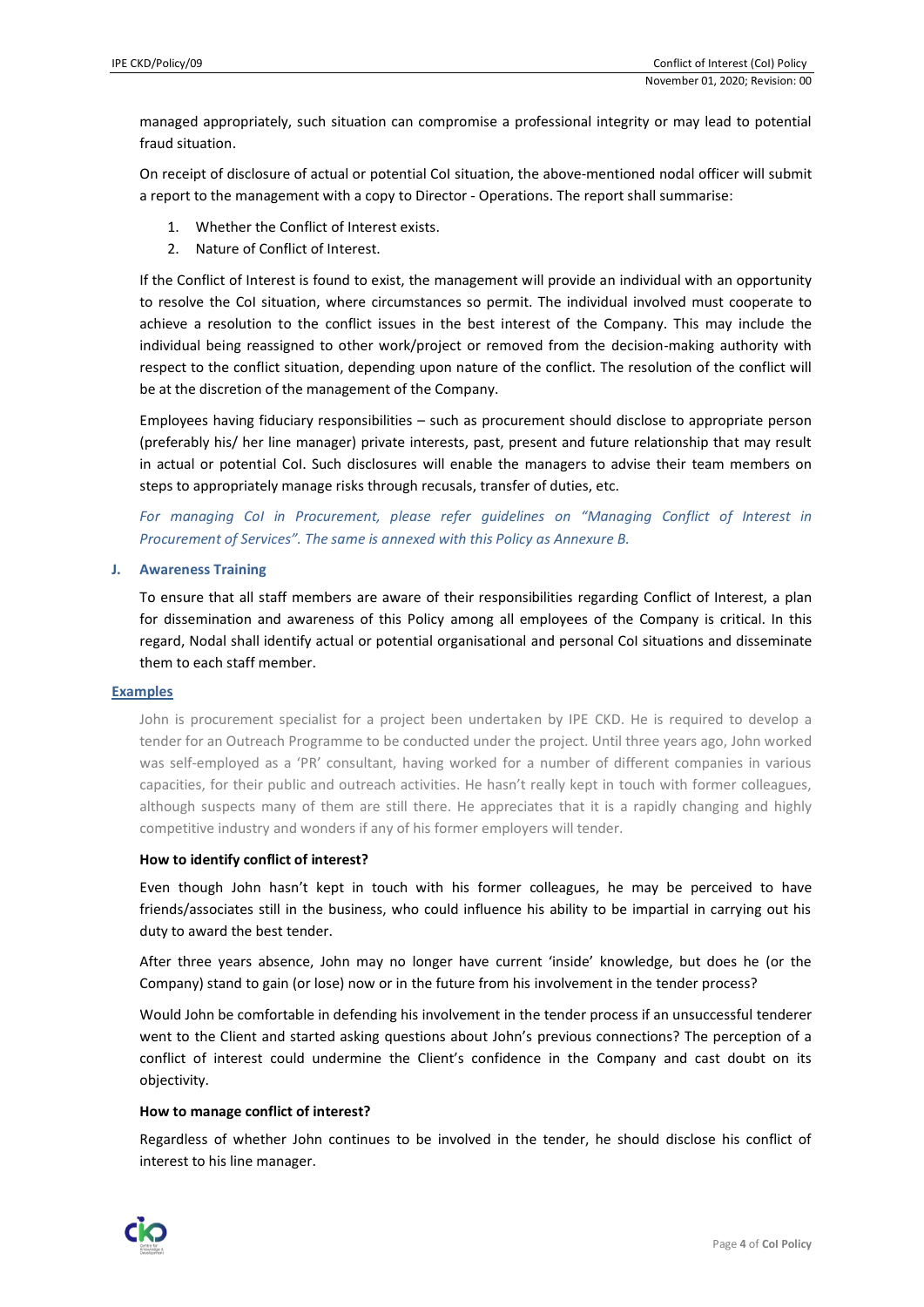managed appropriately, such situation can compromise a professional integrity or may lead to potential fraud situation.

On receipt of disclosure of actual or potential CoI situation, the above-mentioned nodal officer will submit a report to the management with a copy to Director - Operations. The report shall summarise:

1. Whether the Conflict of Interest exists.
2. Nature of Conflict of Interest.

If the Conflict of Interest is found to exist, the management will provide an individual with an opportunity to resolve the CoI situation, where circumstances so permit. The individual involved must cooperate to achieve a resolution to the conflict issues in the best interest of the Company. This may include the individual being reassigned to other work/project or removed from the decision-making authority with respect to the conflict situation, depending upon nature of the conflict. The resolution of the conflict will be at the discretion of the management of the Company.

Employees having fiduciary responsibilities – such as procurement should disclose to appropriate person (preferably his/ her line manager) private interests, past, present and future relationship that may result in actual or potential CoI. Such disclosures will enable the managers to advise their team members on steps to appropriately manage risks through recusals, transfer of duties, etc.

*For managing CoI in Procurement, please refer guidelines on "Managing Conflict of Interest in Procurement of Services". The same is annexed with this Policy as Annexure B.*

### J. Awareness Training

To ensure that all staff members are aware of their responsibilities regarding Conflict of Interest, a plan for dissemination and awareness of this Policy among all employees of the Company is critical. In this regard, Nodal shall identify actual or potential organisational and personal CoI situations and disseminate them to each staff member.

## Examples

John is procurement specialist for a project been undertaken by IPE CKD. He is required to develop a tender for an Outreach Programme to be conducted under the project. Until three years ago, John worked was self-employed as a 'PR' consultant, having worked for a number of different companies in various capacities, for their public and outreach activities. He hasn't really kept in touch with former colleagues, although suspects many of them are still there. He appreciates that it is a rapidly changing and highly competitive industry and wonders if any of his former employers will tender.

**How to identify conflict of interest?**

Even though John hasn't kept in touch with his former colleagues, he may be perceived to have friends/associates still in the business, who could influence his ability to be impartial in carrying out his duty to award the best tender.

After three years absence, John may no longer have current 'inside' knowledge, but does he (or the Company) stand to gain (or lose) now or in the future from his involvement in the tender process?

Would John be comfortable in defending his involvement in the tender process if an unsuccessful tenderer went to the Client and started asking questions about John's previous connections? The perception of a conflict of interest could undermine the Client's confidence in the Company and cast doubt on its objectivity.

**How to manage conflict of interest?**

Regardless of whether John continues to be involved in the tender, he should disclose his conflict of interest to his line manager.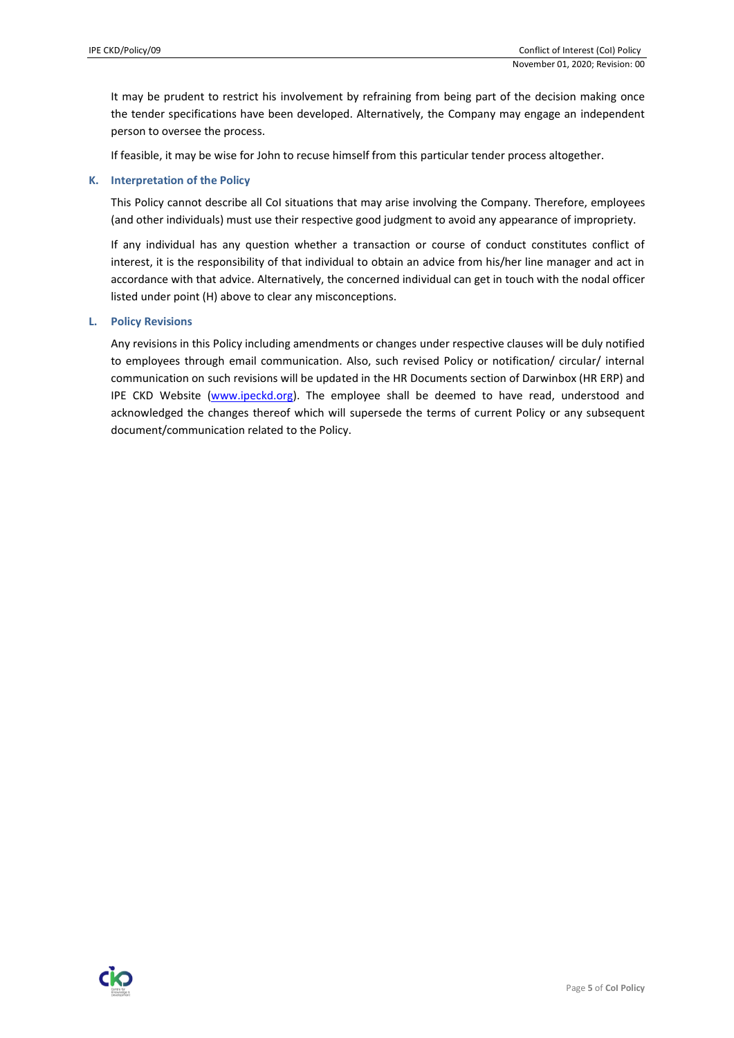It may be prudent to restrict his involvement by refraining from being part of the decision making once the tender specifications have been developed. Alternatively, the Company may engage an independent person to oversee the process.

If feasible, it may be wise for John to recuse himself from this particular tender process altogether.

### K. Interpretation of the Policy

This Policy cannot describe all CoI situations that may arise involving the Company. Therefore, employees (and other individuals) must use their respective good judgment to avoid any appearance of impropriety.

If any individual has any question whether a transaction or course of conduct constitutes conflict of interest, it is the responsibility of that individual to obtain an advice from his/her line manager and act in accordance with that advice. Alternatively, the concerned individual can get in touch with the nodal officer listed under point (H) above to clear any misconceptions.

### L. Policy Revisions

Any revisions in this Policy including amendments or changes under respective clauses will be duly notified to employees through email communication. Also, such revised Policy or notification/ circular/ internal communication on such revisions will be updated in the HR Documents section of Darwinbox (HR ERP) and IPE CKD Website (www.ipeckd.org). The employee shall be deemed to have read, understood and acknowledged the changes thereof which will supersede the terms of current Policy or any subsequent document/communication related to the Policy.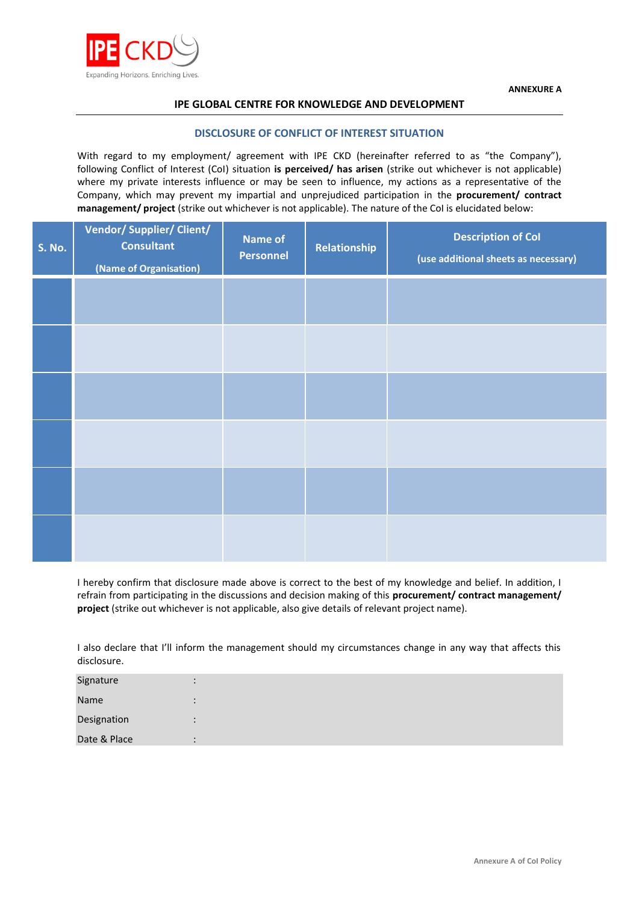ANNEXURE A

## IPE GLOBAL CENTRE FOR KNOWLEDGE AND DEVELOPMENT

### DISCLOSURE OF CONFLICT OF INTEREST SITUATION

With regard to my employment/ agreement with IPE CKD (hereinafter referred to as "the Company"), following Conflict of Interest (CoI) situation **is perceived/ has arisen** (strike out whichever is not applicable) where my private interests influence or may be seen to influence, my actions as a representative of the Company, which may prevent my impartial and unprejudiced participation in the **procurement/ contract management/ project** (strike out whichever is not applicable). The nature of the CoI is elucidated below:

| S. No. | Vendor/ Supplier/ Client/ Consultant (Name of Organisation) | Name of Personnel | Relationship | Description of CoI (use additional sheets as necessary) |
|---|---|---|---|---|
| | | | | |
| | | | | |
| | | | | |
| | | | | |
| | | | | |
| | | | | |

I hereby confirm that disclosure made above is correct to the best of my knowledge and belief. In addition, I refrain from participating in the discussions and decision making of this **procurement/ contract management/ project** (strike out whichever is not applicable, also give details of relevant project name).

I also declare that I'll inform the management should my circumstances change in any way that affects this disclosure.

| | | |
|---|---|---|
| Signature | : | |
| Name | : | |
| Designation | : | |
| Date & Place | : | |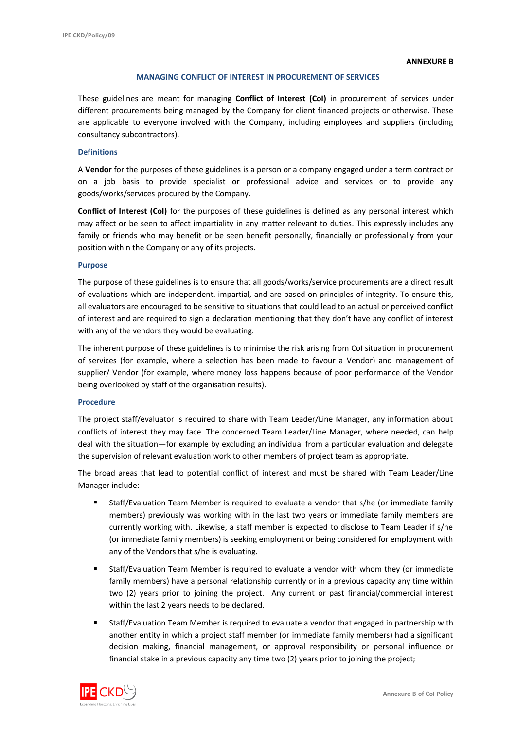**ANNEXURE B**

## MANAGING CONFLICT OF INTEREST IN PROCUREMENT OF SERVICES

These guidelines are meant for managing **Conflict of Interest (CoI)** in procurement of services under different procurements being managed by the Company for client financed projects or otherwise. These are applicable to everyone involved with the Company, including employees and suppliers (including consultancy subcontractors).

### Definitions

A **Vendor** for the purposes of these guidelines is a person or a company engaged under a term contract or on a job basis to provide specialist or professional advice and services or to provide any goods/works/services procured by the Company.

**Conflict of Interest (CoI)** for the purposes of these guidelines is defined as any personal interest which may affect or be seen to affect impartiality in any matter relevant to duties. This expressly includes any family or friends who may benefit or be seen benefit personally, financially or professionally from your position within the Company or any of its projects.

### Purpose

The purpose of these guidelines is to ensure that all goods/works/service procurements are a direct result of evaluations which are independent, impartial, and are based on principles of integrity. To ensure this, all evaluators are encouraged to be sensitive to situations that could lead to an actual or perceived conflict of interest and are required to sign a declaration mentioning that they don't have any conflict of interest with any of the vendors they would be evaluating.

The inherent purpose of these guidelines is to minimise the risk arising from CoI situation in procurement of services (for example, where a selection has been made to favour a Vendor) and management of supplier/ Vendor (for example, where money loss happens because of poor performance of the Vendor being overlooked by staff of the organisation results).

### Procedure

The project staff/evaluator is required to share with Team Leader/Line Manager, any information about conflicts of interest they may face. The concerned Team Leader/Line Manager, where needed, can help deal with the situation—for example by excluding an individual from a particular evaluation and delegate the supervision of relevant evaluation work to other members of project team as appropriate.

The broad areas that lead to potential conflict of interest and must be shared with Team Leader/Line Manager include:

- Staff/Evaluation Team Member is required to evaluate a vendor that s/he (or immediate family members) previously was working with in the last two years or immediate family members are currently working with. Likewise, a staff member is expected to disclose to Team Leader if s/he (or immediate family members) is seeking employment or being considered for employment with any of the Vendors that s/he is evaluating.
- Staff/Evaluation Team Member is required to evaluate a vendor with whom they (or immediate family members) have a personal relationship currently or in a previous capacity any time within two (2) years prior to joining the project. Any current or past financial/commercial interest within the last 2 years needs to be declared.
- Staff/Evaluation Team Member is required to evaluate a vendor that engaged in partnership with another entity in which a project staff member (or immediate family members) had a significant decision making, financial management, or approval responsibility or personal influence or financial stake in a previous capacity any time two (2) years prior to joining the project;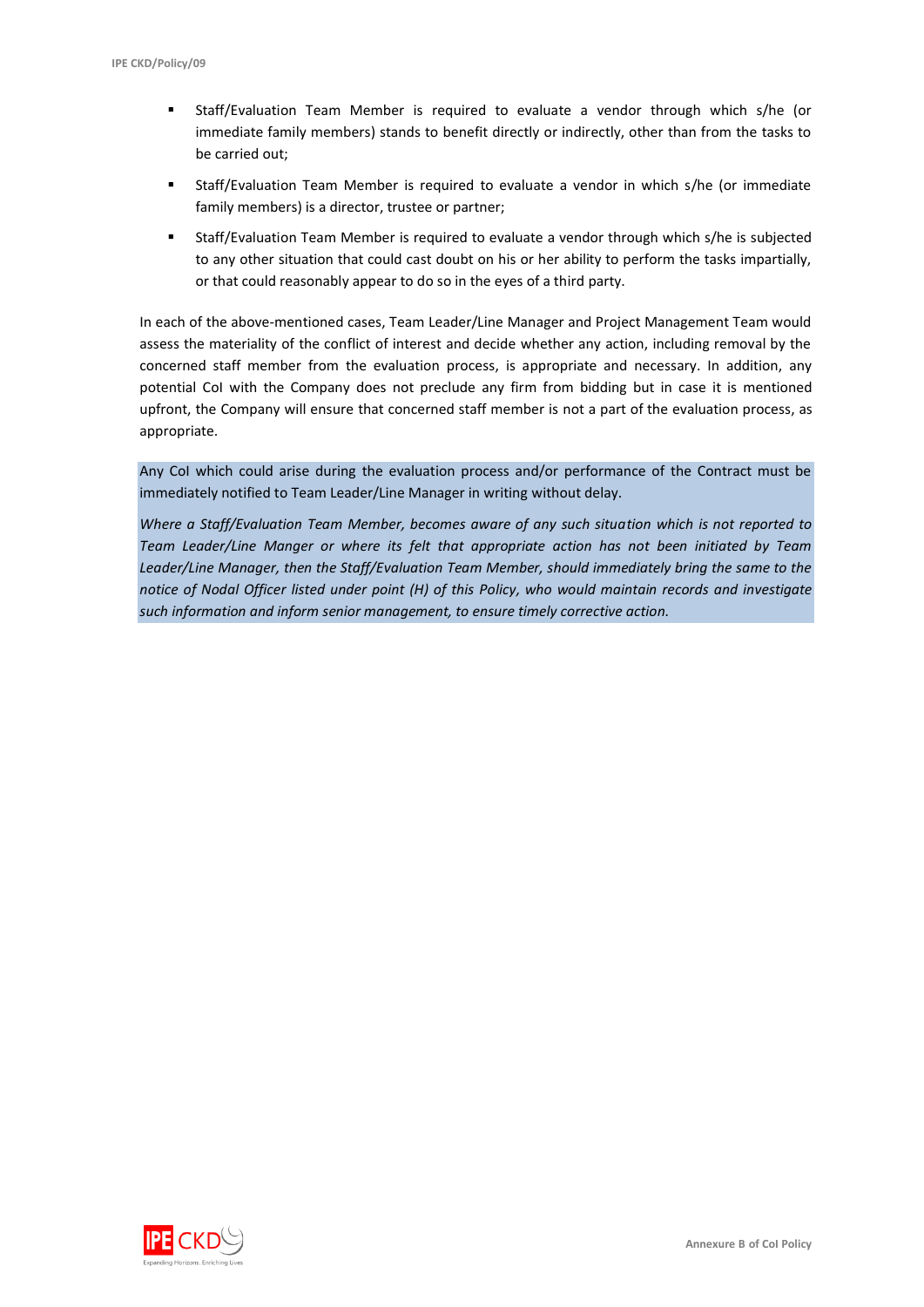- Staff/Evaluation Team Member is required to evaluate a vendor through which s/he (or immediate family members) stands to benefit directly or indirectly, other than from the tasks to be carried out;
- Staff/Evaluation Team Member is required to evaluate a vendor in which s/he (or immediate family members) is a director, trustee or partner;
- Staff/Evaluation Team Member is required to evaluate a vendor through which s/he is subjected to any other situation that could cast doubt on his or her ability to perform the tasks impartially, or that could reasonably appear to do so in the eyes of a third party.

In each of the above-mentioned cases, Team Leader/Line Manager and Project Management Team would assess the materiality of the conflict of interest and decide whether any action, including removal by the concerned staff member from the evaluation process, is appropriate and necessary. In addition, any potential CoI with the Company does not preclude any firm from bidding but in case it is mentioned upfront, the Company will ensure that concerned staff member is not a part of the evaluation process, as appropriate.

Any CoI which could arise during the evaluation process and/or performance of the Contract must be immediately notified to Team Leader/Line Manager in writing without delay.

*Where a Staff/Evaluation Team Member, becomes aware of any such situation which is not reported to Team Leader/Line Manger or where its felt that appropriate action has not been initiated by Team Leader/Line Manager, then the Staff/Evaluation Team Member, should immediately bring the same to the notice of Nodal Officer listed under point (H) of this Policy, who would maintain records and investigate such information and inform senior management, to ensure timely corrective action.*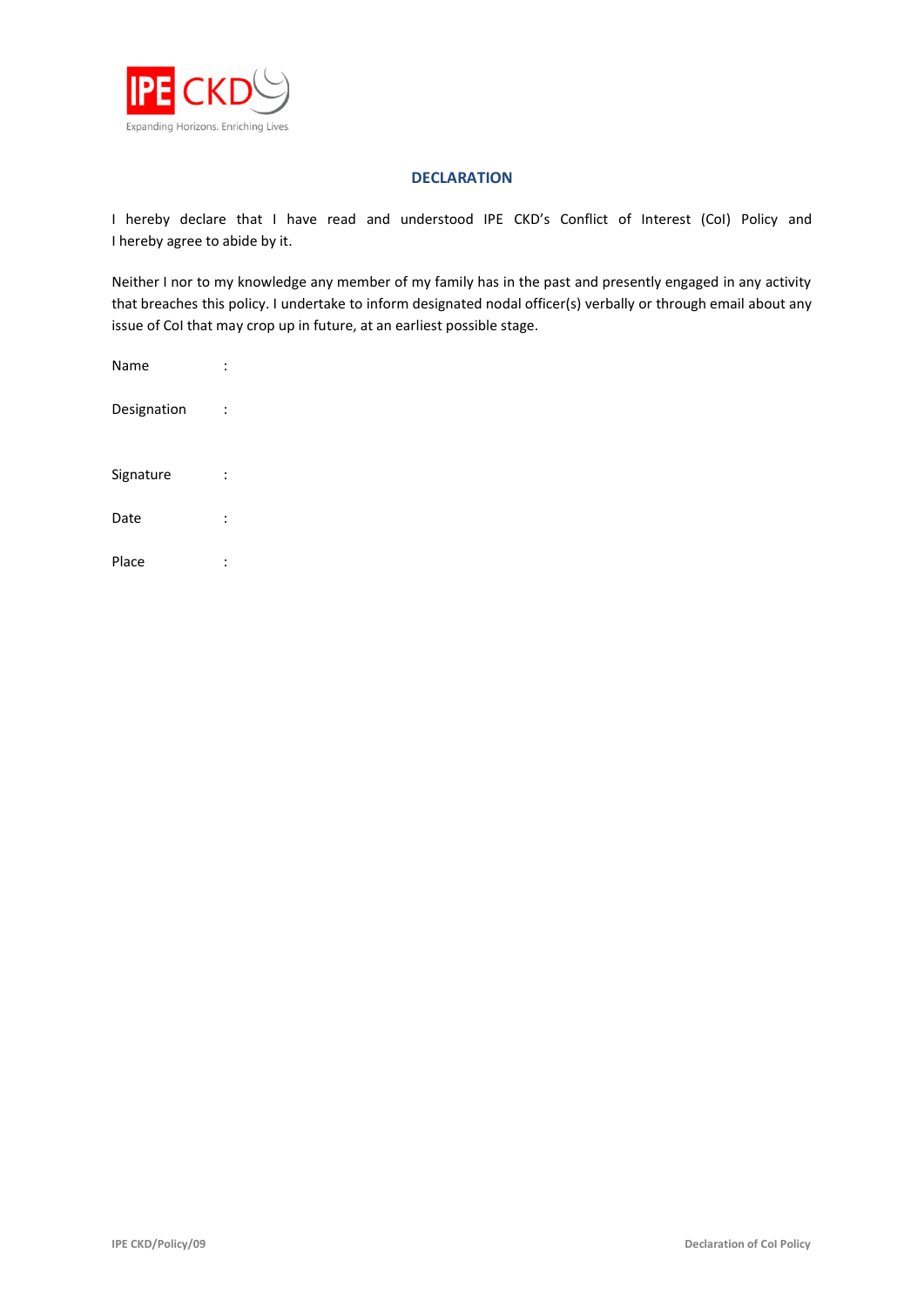# DECLARATION

I hereby declare that I have read and understood IPE CKD's Conflict of Interest (CoI) Policy and I hereby agree to abide by it.

Neither I nor to my knowledge any member of my family has in the past and presently engaged in any activity that breaches this policy. I undertake to inform designated nodal officer(s) verbally or through email about any issue of CoI that may crop up in future, at an earliest possible stage.

Name :

Designation :

Signature :

Date :

Place :